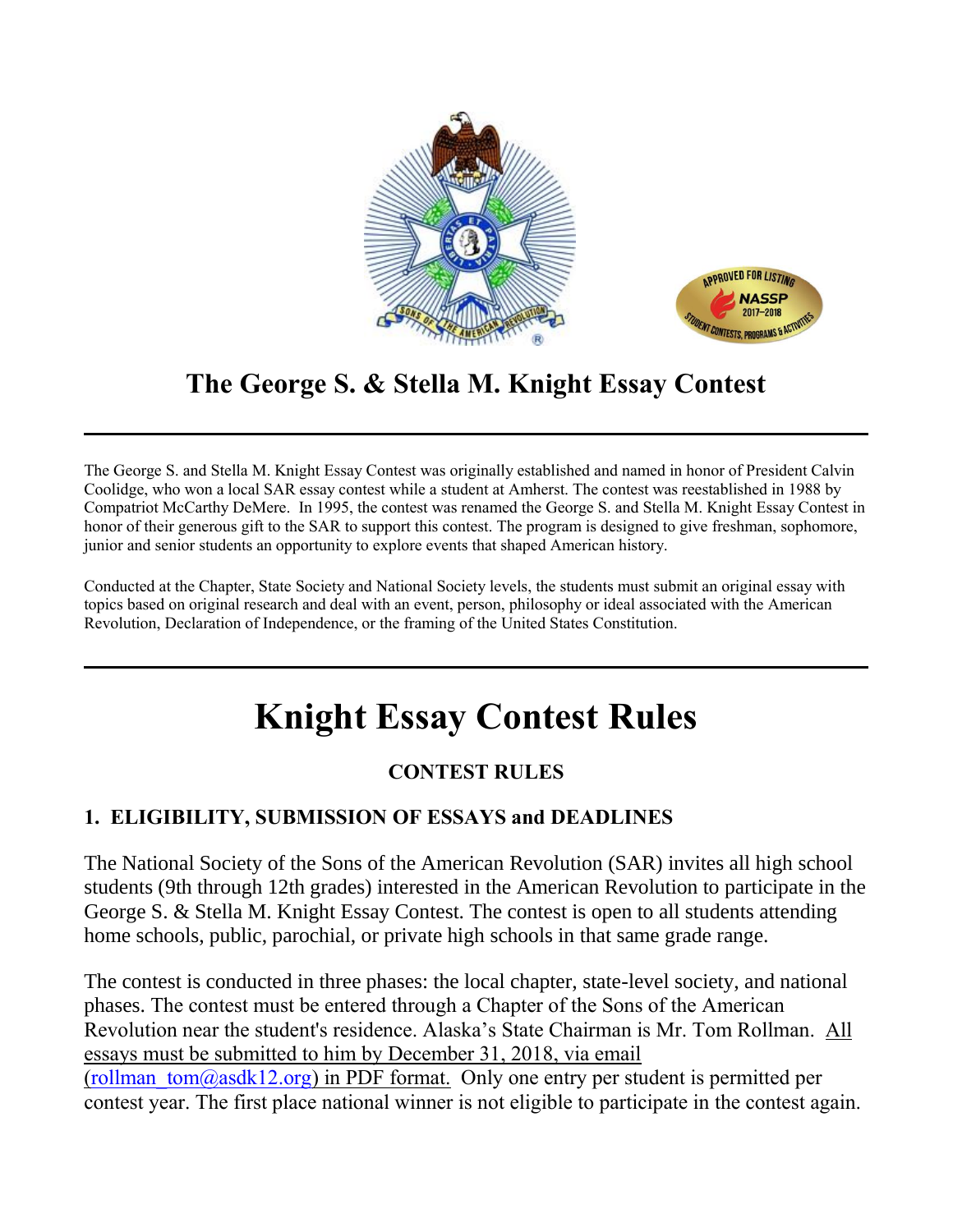# The George S. & Stella M. Knight Essay Contest

---

The George S. and Stella M. Knight Essay Contest was originally established and named in honor of President Calvin Coolidge, who won a local SAR essay contest while a student at Amherst. The contest was reestablished in 1988 by Compatriot McCarthy DeMere. In 1995, the contest was renamed the George S. and Stella M. Knight Essay Contest in honor of their generous gift to the SAR to support this contest. The program is designed to give freshman, sophomore, junior and senior students an opportunity to explore events that shaped American history.

Conducted at the Chapter, State Society and National Society levels, the students must submit an original essay with topics based on original research and deal with an event, person, philosophy or ideal associated with the American Revolution, Declaration of Independence, or the framing of the United States Constitution.

---

# Knight Essay Contest Rules

### CONTEST RULES

### 1. ELIGIBILITY, SUBMISSION OF ESSAYS and DEADLINES

The National Society of the Sons of the American Revolution (SAR) invites all high school students (9th through 12th grades) interested in the American Revolution to participate in the George S. & Stella M. Knight Essay Contest. The contest is open to all students attending home schools, public, parochial, or private high schools in that same grade range.

The contest is conducted in three phases: the local chapter, state-level society, and national phases. The contest must be entered through a Chapter of the Sons of the American Revolution near the student's residence. Alaska's State Chairman is Mr. Tom Rollman. All essays must be submitted to him by December 31, 2018, via email (rollman_tom@asdk12.org) in PDF format. Only one entry per student is permitted per contest year. The first place national winner is not eligible to participate in the contest again.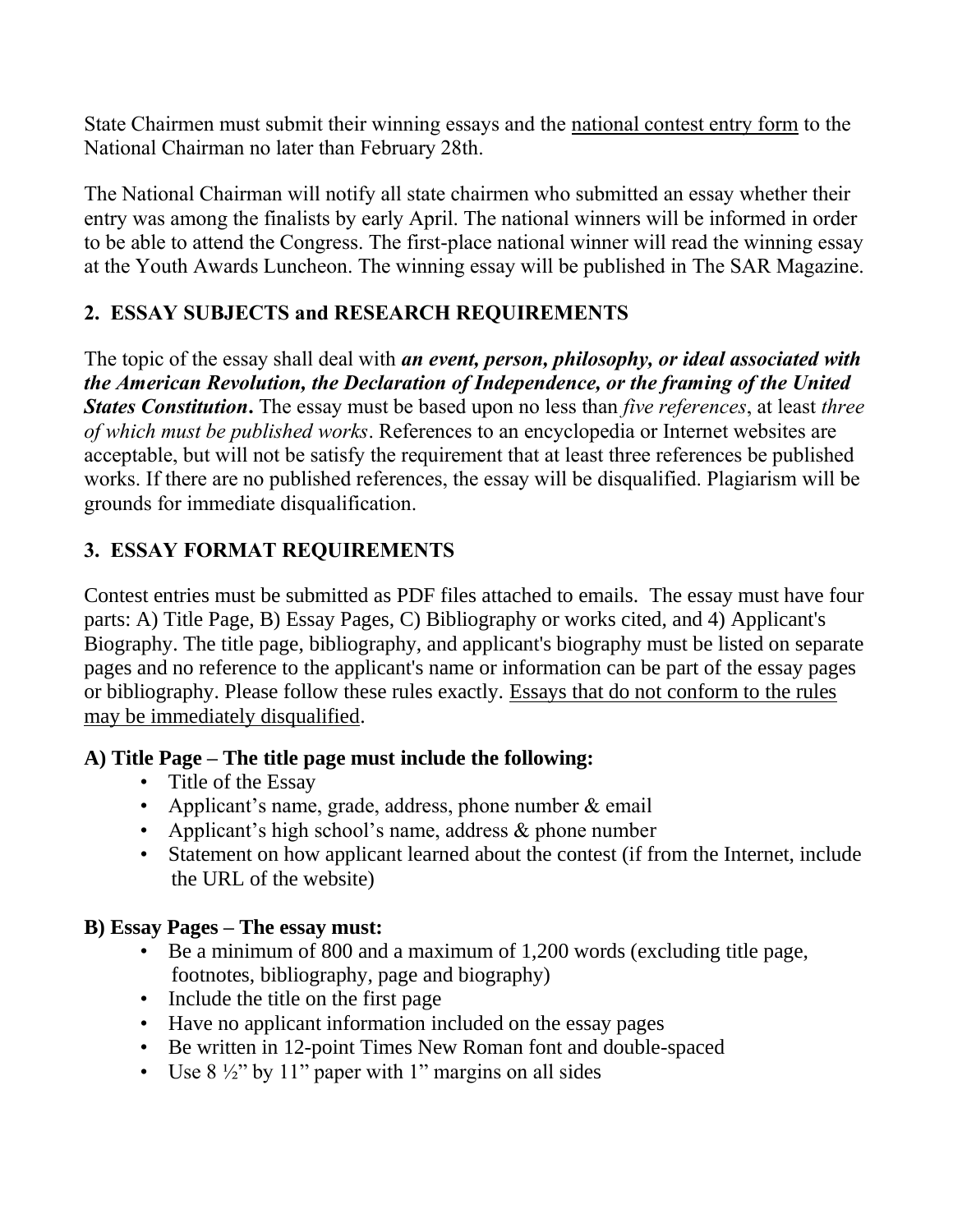State Chairmen must submit their winning essays and the national contest entry form to the National Chairman no later than February 28th.

The National Chairman will notify all state chairmen who submitted an essay whether their entry was among the finalists by early April. The national winners will be informed in order to be able to attend the Congress. The first-place national winner will read the winning essay at the Youth Awards Luncheon. The winning essay will be published in The SAR Magazine.

## 2. ESSAY SUBJECTS and RESEARCH REQUIREMENTS

The topic of the essay shall deal with ***an event, person, philosophy, or ideal associated with the American Revolution, the Declaration of Independence, or the framing of the United States Constitution*.** The essay must be based upon no less than *five references*, at least *three of which must be published works*. References to an encyclopedia or Internet websites are acceptable, but will not be satisfy the requirement that at least three references be published works. If there are no published references, the essay will be disqualified. Plagiarism will be grounds for immediate disqualification.

## 3. ESSAY FORMAT REQUIREMENTS

Contest entries must be submitted as PDF files attached to emails. The essay must have four parts: A) Title Page, B) Essay Pages, C) Bibliography or works cited, and 4) Applicant's Biography. The title page, bibliography, and applicant's biography must be listed on separate pages and no reference to the applicant's name or information can be part of the essay pages or bibliography. Please follow these rules exactly. Essays that do not conform to the rules may be immediately disqualified.

### A) Title Page – The title page must include the following:

- Title of the Essay
- Applicant's name, grade, address, phone number & email
- Applicant's high school's name, address & phone number
- Statement on how applicant learned about the contest (if from the Internet, include the URL of the website)

### B) Essay Pages – The essay must:

- Be a minimum of 800 and a maximum of 1,200 words (excluding title page, footnotes, bibliography, page and biography)
- Include the title on the first page
- Have no applicant information included on the essay pages
- Be written in 12-point Times New Roman font and double-spaced
- Use 8 ½" by 11" paper with 1" margins on all sides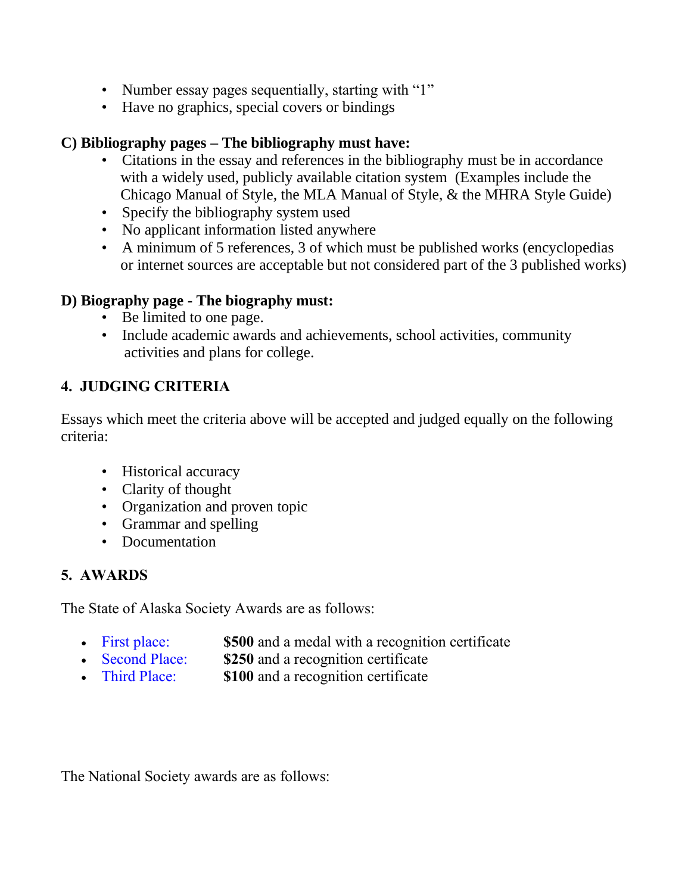- Number essay pages sequentially, starting with "1"
- Have no graphics, special covers or bindings

**C) Bibliography pages – The bibliography must have:**

- Citations in the essay and references in the bibliography must be in accordance with a widely used, publicly available citation system (Examples include the Chicago Manual of Style, the MLA Manual of Style, & the MHRA Style Guide)
- Specify the bibliography system used
- No applicant information listed anywhere
- A minimum of 5 references, 3 of which must be published works (encyclopedias or internet sources are acceptable but not considered part of the 3 published works)

**D) Biography page - The biography must:**

- Be limited to one page.
- Include academic awards and achievements, school activities, community activities and plans for college.

## 4. JUDGING CRITERIA

Essays which meet the criteria above will be accepted and judged equally on the following criteria:

- Historical accuracy
- Clarity of thought
- Organization and proven topic
- Grammar and spelling
- Documentation

## 5. AWARDS

The State of Alaska Society Awards are as follows:

- First place: **$500** and a medal with a recognition certificate
- Second Place: **$250** and a recognition certificate
- Third Place: **$100** and a recognition certificate

The National Society awards are as follows: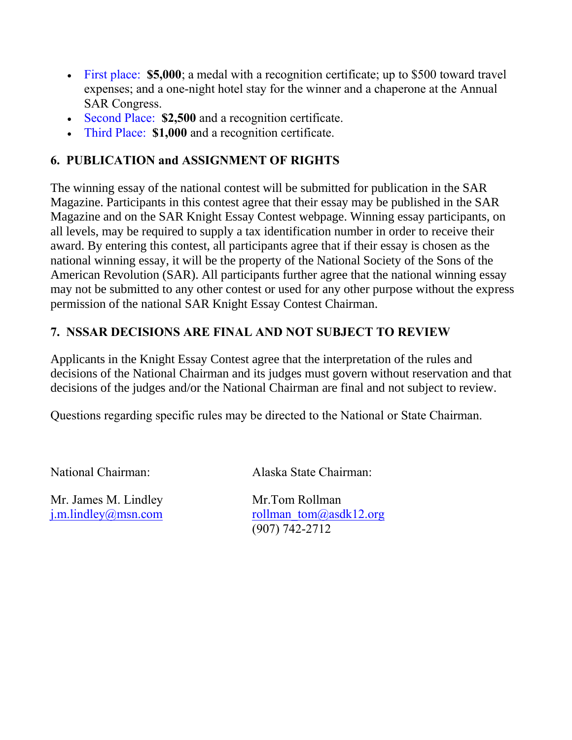- First place: **$5,000**; a medal with a recognition certificate; up to $500 toward travel expenses; and a one-night hotel stay for the winner and a chaperone at the Annual SAR Congress.
- Second Place: **$2,500** and a recognition certificate.
- Third Place: **$1,000** and a recognition certificate.

## 6. PUBLICATION and ASSIGNMENT OF RIGHTS

The winning essay of the national contest will be submitted for publication in the SAR Magazine. Participants in this contest agree that their essay may be published in the SAR Magazine and on the SAR Knight Essay Contest webpage. Winning essay participants, on all levels, may be required to supply a tax identification number in order to receive their award. By entering this contest, all participants agree that if their essay is chosen as the national winning essay, it will be the property of the National Society of the Sons of the American Revolution (SAR). All participants further agree that the national winning essay may not be submitted to any other contest or used for any other purpose without the express permission of the national SAR Knight Essay Contest Chairman.

## 7. NSSAR DECISIONS ARE FINAL AND NOT SUBJECT TO REVIEW

Applicants in the Knight Essay Contest agree that the interpretation of the rules and decisions of the National Chairman and its judges must govern without reservation and that decisions of the judges and/or the National Chairman are final and not subject to review.

Questions regarding specific rules may be directed to the National or State Chairman.

National Chairman:

Mr. James M. Lindley
j.m.lindley@msn.com

Alaska State Chairman:

Mr.Tom Rollman
rollman_tom@asdk12.org
(907) 742-2712